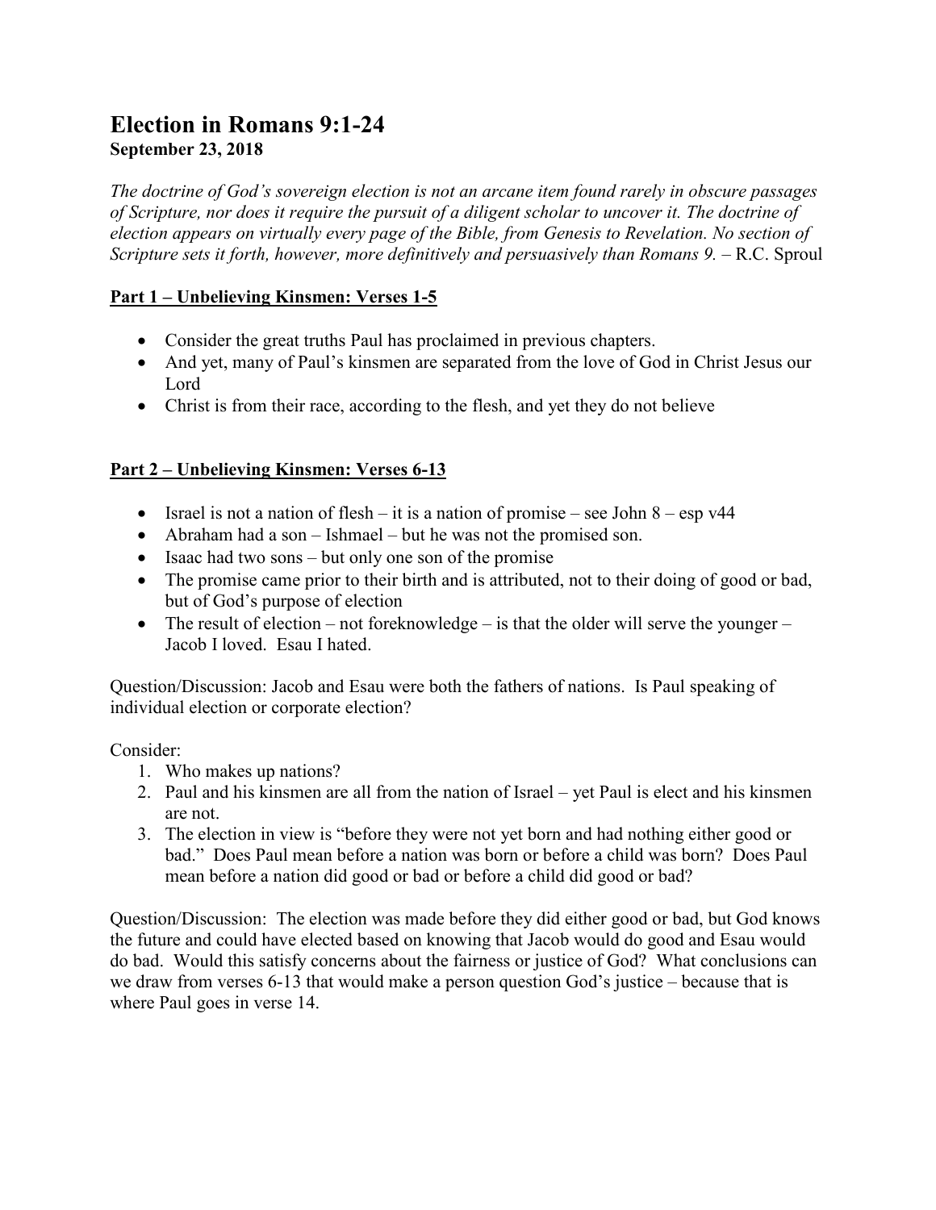# Election in Romans 9:1-24

**September 23, 2018**

*The doctrine of God's sovereign election is not an arcane item found rarely in obscure passages of Scripture, nor does it require the pursuit of a diligent scholar to uncover it. The doctrine of election appears on virtually every page of the Bible, from Genesis to Revelation. No section of Scripture sets it forth, however, more definitively and persuasively than Romans 9.* – R.C. Sproul

## Part 1 – Unbelieving Kinsmen: Verses 1-5

- Consider the great truths Paul has proclaimed in previous chapters.
- And yet, many of Paul's kinsmen are separated from the love of God in Christ Jesus our Lord
- Christ is from their race, according to the flesh, and yet they do not believe

## Part 2 – Unbelieving Kinsmen: Verses 6-13

- Israel is not a nation of flesh – it is a nation of promise – see John 8 – esp v44
- Abraham had a son – Ishmael – but he was not the promised son.
- Isaac had two sons – but only one son of the promise
- The promise came prior to their birth and is attributed, not to their doing of good or bad, but of God's purpose of election
- The result of election – not foreknowledge – is that the older will serve the younger – Jacob I loved. Esau I hated.

Question/Discussion: Jacob and Esau were both the fathers of nations. Is Paul speaking of individual election or corporate election?

Consider:

1. Who makes up nations?
2. Paul and his kinsmen are all from the nation of Israel – yet Paul is elect and his kinsmen are not.
3. The election in view is "before they were not yet born and had nothing either good or bad." Does Paul mean before a nation was born or before a child was born? Does Paul mean before a nation did good or bad or before a child did good or bad?

Question/Discussion: The election was made before they did either good or bad, but God knows the future and could have elected based on knowing that Jacob would do good and Esau would do bad. Would this satisfy concerns about the fairness or justice of God? What conclusions can we draw from verses 6-13 that would make a person question God's justice – because that is where Paul goes in verse 14.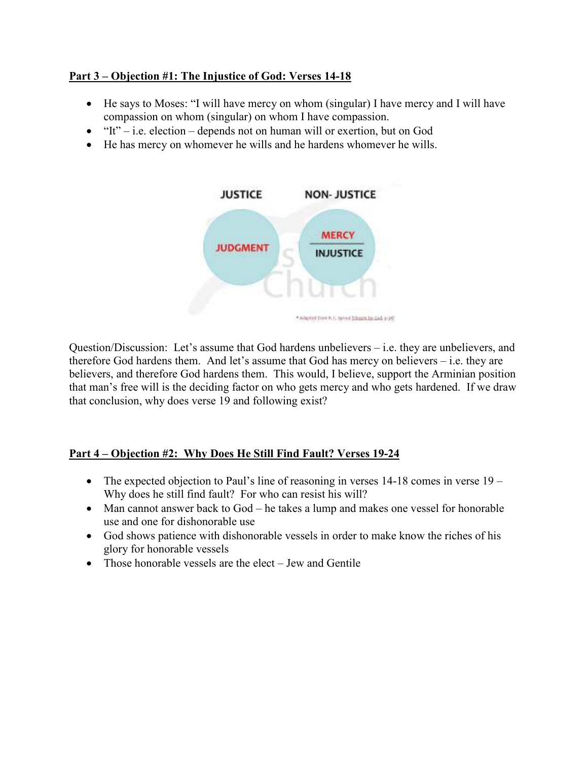**Part 3 – Objection #1: The Injustice of God: Verses 14-18**

- He says to Moses: "I will have mercy on whom (singular) I have mercy and I will have compassion on whom (singular) on whom I have compassion.
- "It" – i.e. election – depends not on human will or exertion, but on God
- He has mercy on whomever he wills and he hardens whomever he wills.

JUSTICE

NON- JUSTICE

JUDGMENT

MERCY

INJUSTICE

*Adapted from R.C. Sproul Chosen by God, p.37

Question/Discussion: Let's assume that God hardens unbelievers – i.e. they are unbelievers, and therefore God hardens them. And let's assume that God has mercy on believers – i.e. they are believers, and therefore God hardens them. This would, I believe, support the Arminian position that man's free will is the deciding factor on who gets mercy and who gets hardened. If we draw that conclusion, why does verse 19 and following exist?

**Part 4 – Objection #2: Why Does He Still Find Fault? Verses 19-24**

- The expected objection to Paul's line of reasoning in verses 14-18 comes in verse 19 – Why does he still find fault? For who can resist his will?
- Man cannot answer back to God – he takes a lump and makes one vessel for honorable use and one for dishonorable use
- God shows patience with dishonorable vessels in order to make know the riches of his glory for honorable vessels
- Those honorable vessels are the elect – Jew and Gentile